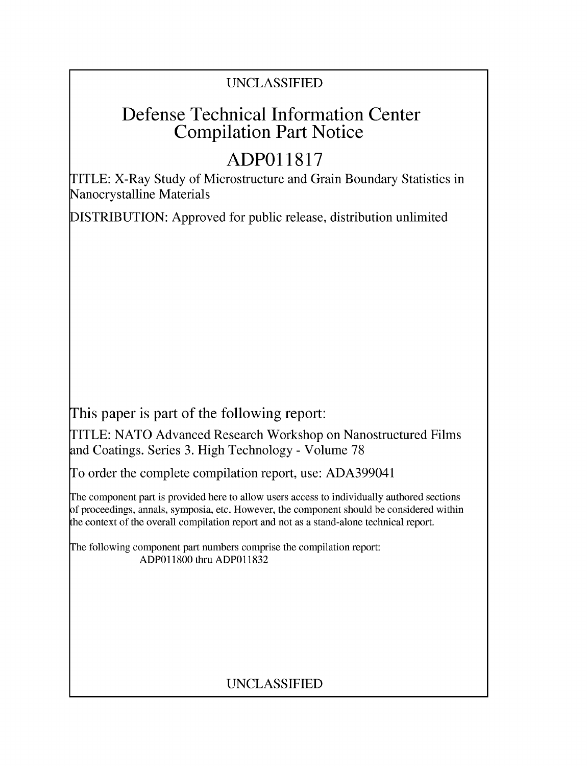UNCLASSIFIED

# Defense Technical Information Center Compilation Part Notice

## ADP011817

TITLE: X-Ray Study of Microstructure and Grain Boundary Statistics in Nanocrystalline Materials

DISTRIBUTION: Approved for public release, distribution unlimited

This paper is part of the following report:

TITLE: NATO Advanced Research Workshop on Nanostructured Films and Coatings. Series 3. High Technology - Volume 78

To order the complete compilation report, use: ADA399041

The component part is provided here to allow users access to individually authored sections of proceedings, annals, symposia, etc. However, the component should be considered within the context of the overall compilation report and not as a stand-alone technical report.

The following component part numbers comprise the compilation report:
ADP011800 thru ADP011832

UNCLASSIFIED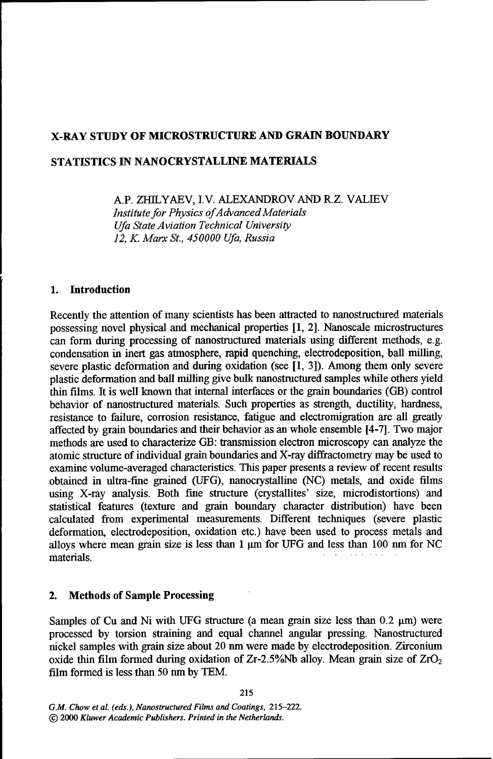# X-RAY STUDY OF MICROSTRUCTURE AND GRAIN BOUNDARY STATISTICS IN NANOCRYSTALLINE MATERIALS

A.P. ZHILYAEV, I.V. ALEXANDROV AND R.Z. VALIEV
*Institute for Physics of Advanced Materials*
*Ufa State Aviation Technical University*
*12, K. Marx St., 450000 Ufa, Russia*

## 1. Introduction

Recently the attention of many scientists has been attracted to nanostructured materials possessing novel physical and mechanical properties [1, 2]. Nanoscale microstructures can form during processing of nanostructured materials using different methods, e.g. condensation in inert gas atmosphere, rapid quenching, electrodeposition, ball milling, severe plastic deformation and during oxidation (see [1, 3]). Among them only severe plastic deformation and ball milling give bulk nanostructured samples while others yield thin films. It is well known that internal interfaces or the grain boundaries (GB) control behavior of nanostructured materials. Such properties as strength, ductility, hardness, resistance to failure, corrosion resistance, fatigue and electromigration are all greatly affected by grain boundaries and their behavior as an whole ensemble [4-7]. Two major methods are used to characterize GB: transmission electron microscopy can analyze the atomic structure of individual grain boundaries and X-ray diffractometry may be used to examine volume-averaged characteristics. This paper presents a review of recent results obtained in ultra-fine grained (UFG), nanocrystalline (NC) metals, and oxide films using X-ray analysis. Both fine structure (crystallites' size, microdistortions) and statistical features (texture and grain boundary character distribution) have been calculated from experimental measurements. Different techniques (severe plastic deformation, electrodeposition, oxidation etc.) have been used to process metals and alloys where mean grain size is less than 1 μm for UFG and less than 100 nm for NC materials.

## 2. Methods of Sample Processing

Samples of Cu and Ni with UFG structure (a mean grain size less than 0.2 μm) were processed by torsion straining and equal channel angular pressing. Nanostructured nickel samples with grain size about 20 nm were made by electrodeposition. Zirconium oxide thin film formed during oxidation of Zr-2.5%Nb alloy. Mean grain size of $ZrO_2$ film formed is less than 50 nm by TEM.

G.M. Chow et al. (eds.), Nanostructured Films and Coatings, 215–222.
© 2000 Kluwer Academic Publishers. Printed in the Netherlands.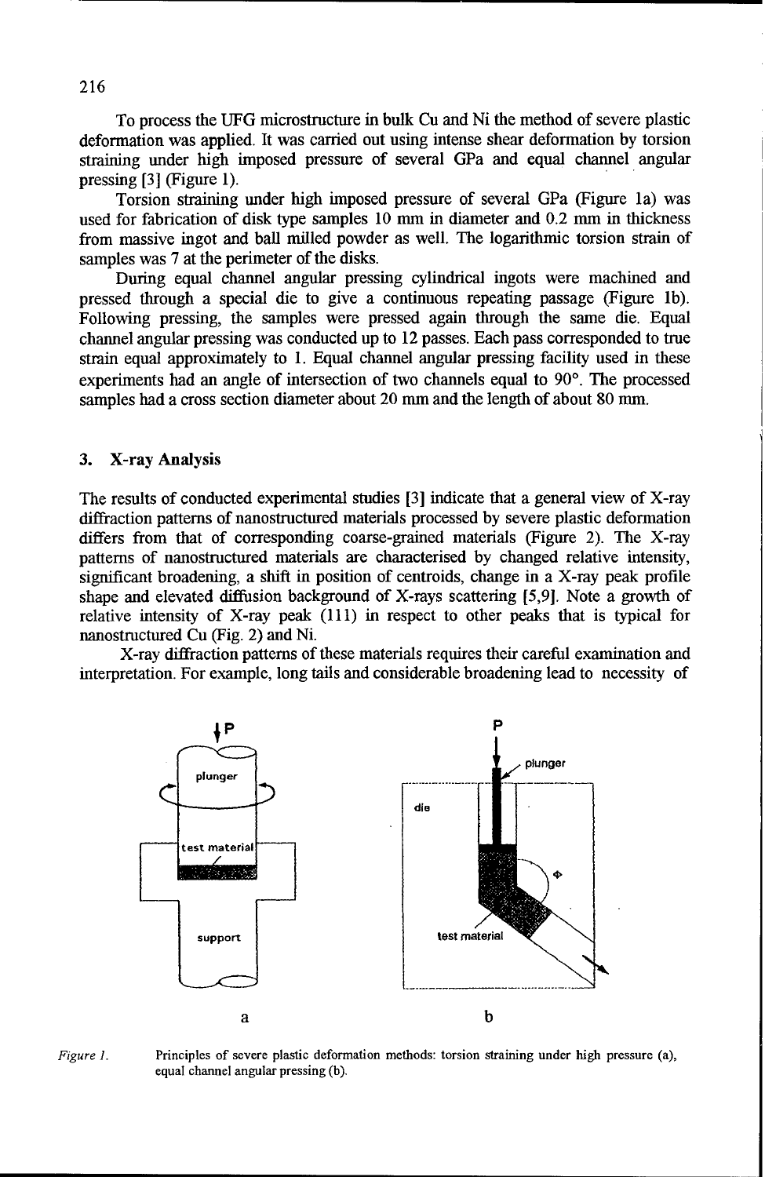To process the UFG microstructure in bulk Cu and Ni the method of severe plastic deformation was applied. It was carried out using intense shear deformation by torsion straining under high imposed pressure of several GPa and equal channel angular pressing [3] (Figure 1).

Torsion straining under high imposed pressure of several GPa (Figure 1a) was used for fabrication of disk type samples 10 mm in diameter and 0.2 mm in thickness from massive ingot and ball milled powder as well. The logarithmic torsion strain of samples was 7 at the perimeter of the disks.

During equal channel angular pressing cylindrical ingots were machined and pressed through a special die to give a continuous repeating passage (Figure 1b). Following pressing, the samples were pressed again through the same die. Equal channel angular pressing was conducted up to 12 passes. Each pass corresponded to true strain equal approximately to 1. Equal channel angular pressing facility used in these experiments had an angle of intersection of two channels equal to 90°. The processed samples had a cross section diameter about 20 mm and the length of about 80 mm.

## 3. X-ray Analysis

The results of conducted experimental studies [3] indicate that a general view of X-ray diffraction patterns of nanostructured materials processed by severe plastic deformation differs from that of corresponding coarse-grained materials (Figure 2). The X-ray patterns of nanostructured materials are characterised by changed relative intensity, significant broadening, a shift in position of centroids, change in a X-ray peak profile shape and elevated diffusion background of X-rays scattering [5,9]. Note a growth of relative intensity of X-ray peak (111) in respect to other peaks that is typical for nanostructured Cu (Fig. 2) and Ni.

X-ray diffraction patterns of these materials requires their careful examination and interpretation. For example, long tails and considerable broadening lead to necessity of

*Figure 1.* Principles of severe plastic deformation methods: torsion straining under high pressure (a), equal channel angular pressing (b).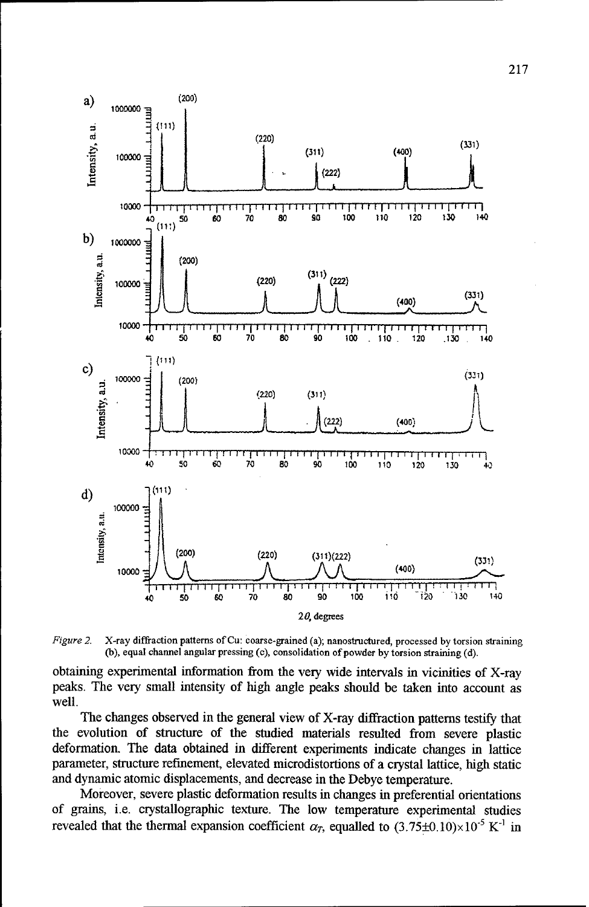*Figure 2.* X-ray diffraction patterns of Cu: coarse-grained (a); nanostructured, processed by torsion straining (b), equal channel angular pressing (c), consolidation of powder by torsion straining (d).

obtaining experimental information from the very wide intervals in vicinities of X-ray peaks. The very small intensity of high angle peaks should be taken into account as well.

The changes observed in the general view of X-ray diffraction patterns testify that the evolution of structure of the studied materials resulted from severe plastic deformation. The data obtained in different experiments indicate changes in lattice parameter, structure refinement, elevated microdistortions of a crystal lattice, high static and dynamic atomic displacements, and decrease in the Debye temperature.

Moreover, severe plastic deformation results in changes in preferential orientations of grains, i.e. crystallographic texture. The low temperature experimental studies revealed that the thermal expansion coefficient $\alpha_T$, equalled to $(3.75\pm0.10)\times10^{-5}$ $K^{-1}$ in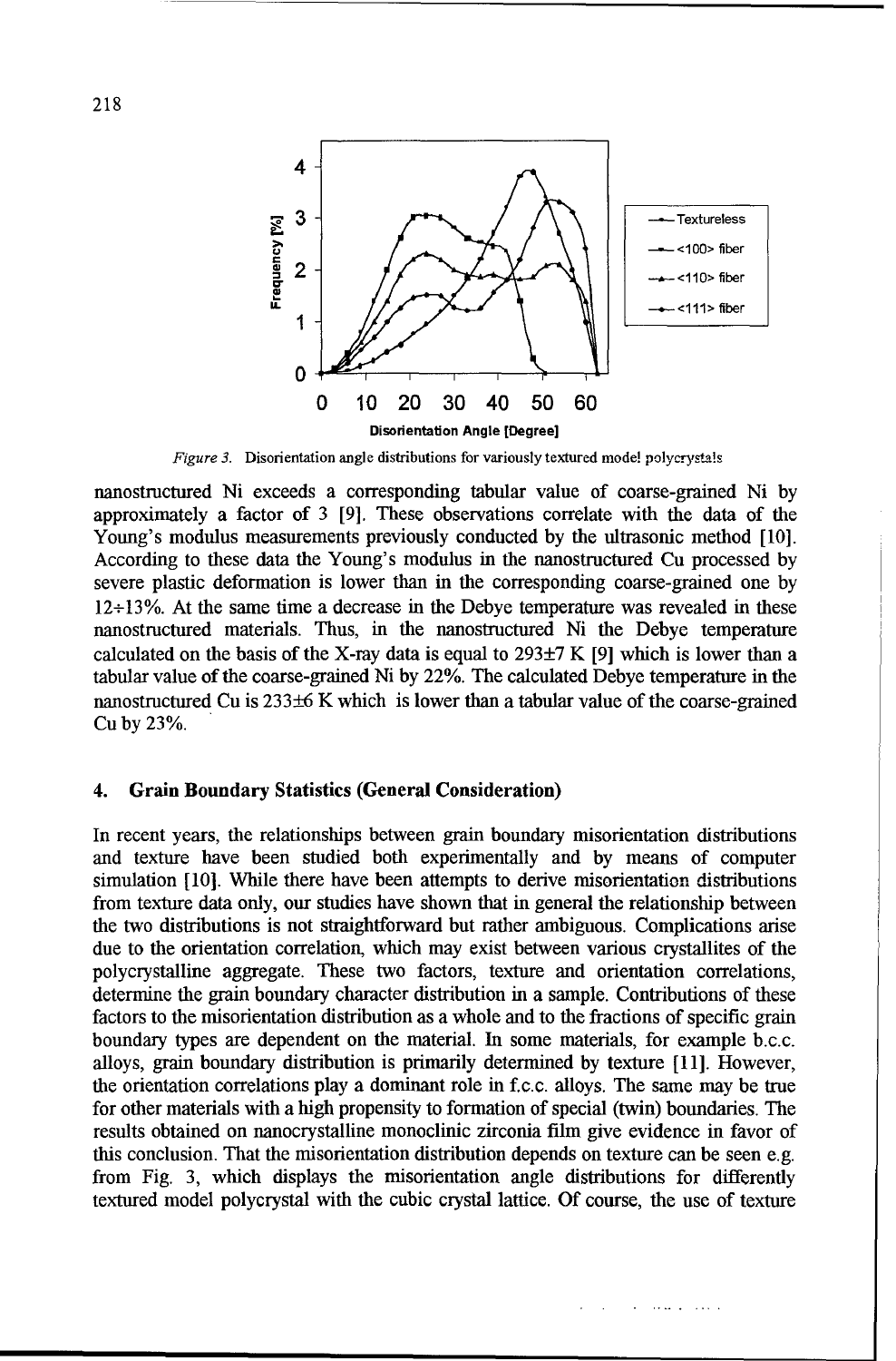*Figure 3.* Disorientation angle distributions for variously textured model polycrystals

nanostructured Ni exceeds a corresponding tabular value of coarse-grained Ni by approximately a factor of 3 [9]. These observations correlate with the data of the Young's modulus measurements previously conducted by the ultrasonic method [10]. According to these data the Young's modulus in the nanostructured Cu processed by severe plastic deformation is lower than in the corresponding coarse-grained one by 12÷13%. At the same time a decrease in the Debye temperature was revealed in these nanostructured materials. Thus, in the nanostructured Ni the Debye temperature calculated on the basis of the X-ray data is equal to 293±7 K [9] which is lower than a tabular value of the coarse-grained Ni by 22%. The calculated Debye temperature in the nanostructured Cu is 233±6 K which is lower than a tabular value of the coarse-grained Cu by 23%.

## 4. Grain Boundary Statistics (General Consideration)

In recent years, the relationships between grain boundary misorientation distributions and texture have been studied both experimentally and by means of computer simulation [10]. While there have been attempts to derive misorientation distributions from texture data only, our studies have shown that in general the relationship between the two distributions is not straightforward but rather ambiguous. Complications arise due to the orientation correlation, which may exist between various crystallites of the polycrystalline aggregate. These two factors, texture and orientation correlations, determine the grain boundary character distribution in a sample. Contributions of these factors to the misorientation distribution as a whole and to the fractions of specific grain boundary types are dependent on the material. In some materials, for example b.c.c. alloys, grain boundary distribution is primarily determined by texture [11]. However, the orientation correlations play a dominant role in f.c.c. alloys. The same may be true for other materials with a high propensity to formation of special (twin) boundaries. The results obtained on nanocrystalline monoclinic zirconia film give evidence in favor of this conclusion. That the misorientation distribution depends on texture can be seen e.g. from Fig. 3, which displays the misorientation angle distributions for differently textured model polycrystal with the cubic crystal lattice. Of course, the use of texture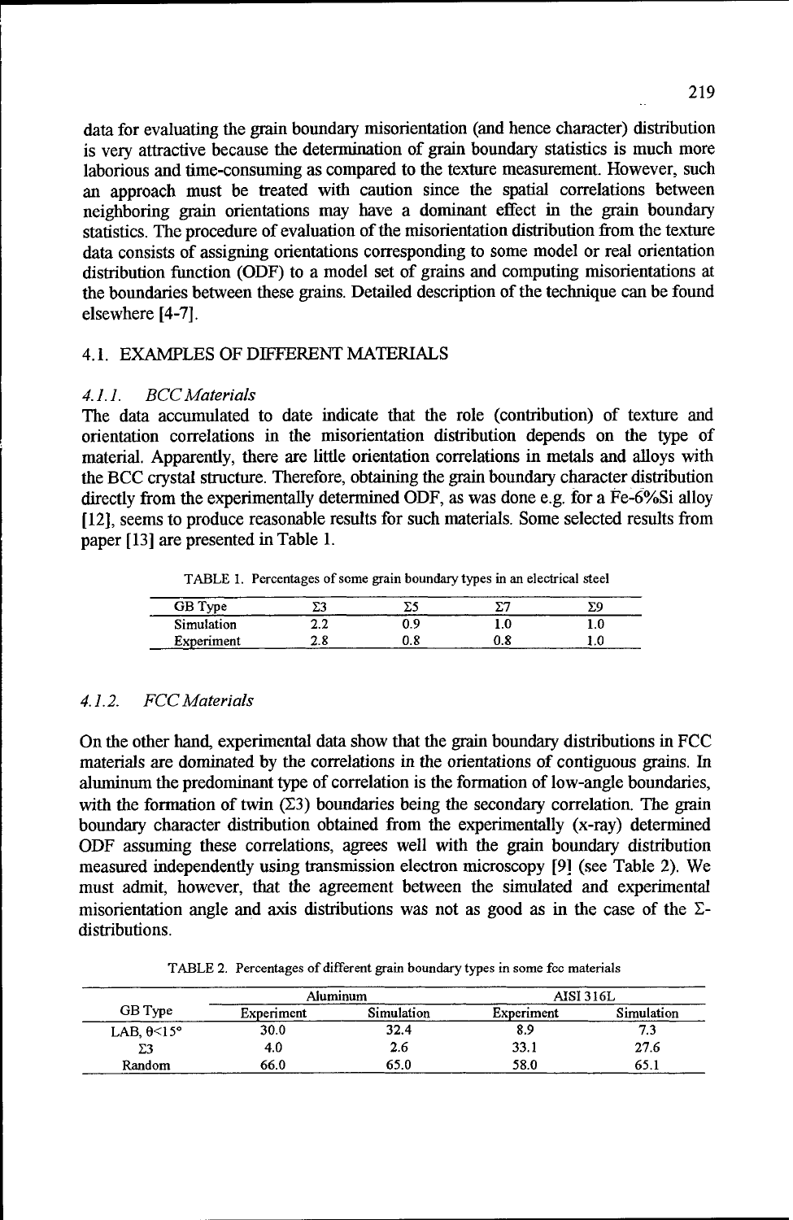data for evaluating the grain boundary misorientation (and hence character) distribution is very attractive because the determination of grain boundary statistics is much more laborious and time-consuming as compared to the texture measurement. However, such an approach must be treated with caution since the spatial correlations between neighboring grain orientations may have a dominant effect in the grain boundary statistics. The procedure of evaluation of the misorientation distribution from the texture data consists of assigning orientations corresponding to some model or real orientation distribution function (ODF) to a model set of grains and computing misorientations at the boundaries between these grains. Detailed description of the technique can be found elsewhere [4-7].

## 4.1. EXAMPLES OF DIFFERENT MATERIALS

### *4.1.1. BCC Materials*

The data accumulated to date indicate that the role (contribution) of texture and orientation correlations in the misorientation distribution depends on the type of material. Apparently, there are little orientation correlations in metals and alloys with the BCC crystal structure. Therefore, obtaining the grain boundary character distribution directly from the experimentally determined ODF, as was done e.g. for a Fe-6%Si alloy [12], seems to produce reasonable results for such materials. Some selected results from paper [13] are presented in Table 1.

TABLE 1. Percentages of some grain boundary types in an electrical steel

| GB Type | $\Sigma3$ | $\Sigma5$ | $\Sigma7$ | $\Sigma9$ |
|---|---|---|---|---|
| Simulation | 2.2 | 0.9 | 1.0 | 1.0 |
| Experiment | 2.8 | 0.8 | 0.8 | 1.0 |

### *4.1.2. FCC Materials*

On the other hand, experimental data show that the grain boundary distributions in FCC materials are dominated by the correlations in the orientations of contiguous grains. In aluminum the predominant type of correlation is the formation of low-angle boundaries, with the formation of twin ($\Sigma3$) boundaries being the secondary correlation. The grain boundary character distribution obtained from the experimentally (x-ray) determined ODF assuming these correlations, agrees well with the grain boundary distribution measured independently using transmission electron microscopy [9] (see Table 2). We must admit, however, that the agreement between the simulated and experimental misorientation angle and axis distributions was not as good as in the case of the $\Sigma$-distributions.

TABLE 2. Percentages of different grain boundary types in some fcc materials

| GB Type | Aluminum | | AISI 316L | |
|---|---|---|---|---|
| | Experiment | Simulation | Experiment | Simulation |
| LAB, $\theta<15°$ | 30.0 | 32.4 | 8.9 | 7.3 |
| $\Sigma3$ | 4.0 | 2.6 | 33.1 | 27.6 |
| Random | 66.0 | 65.0 | 58.0 | 65.1 |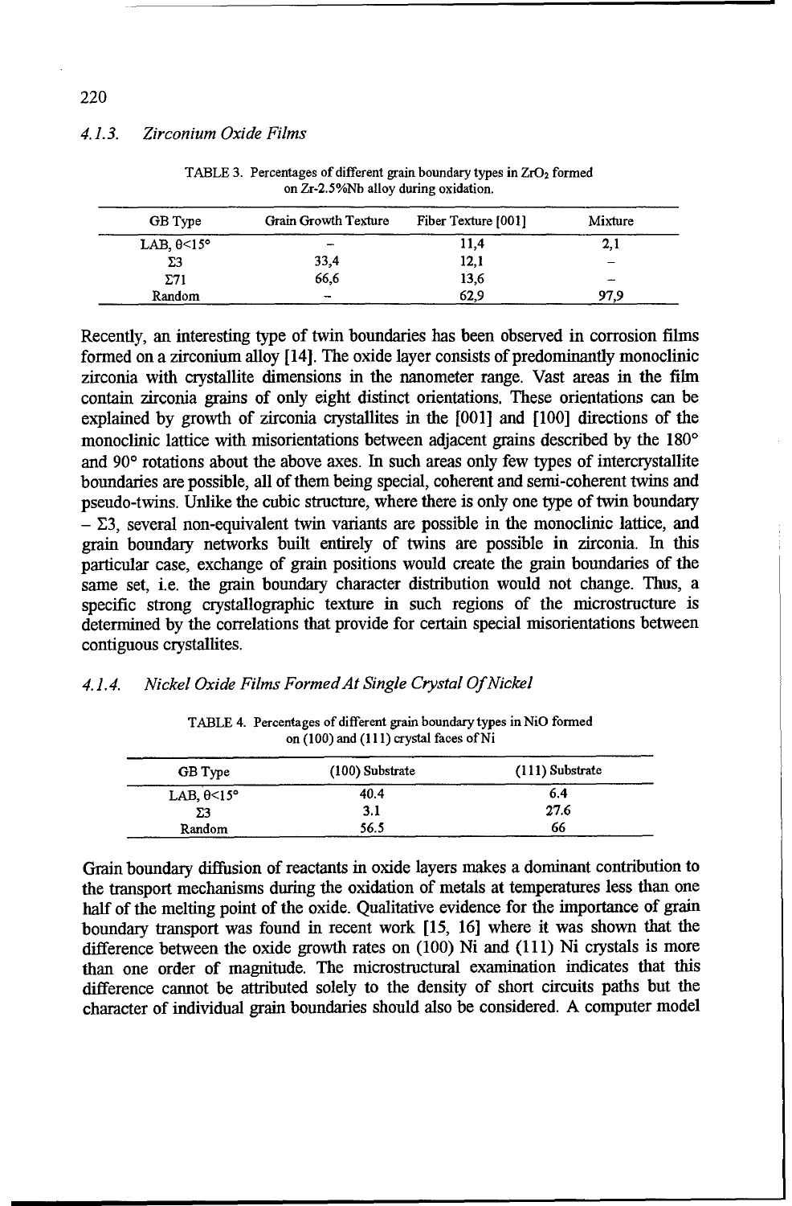### 4.1.3. *Zirconium Oxide Films*

TABLE 3. Percentages of different grain boundary types in $ZrO_2$ formed on Zr-2.5%Nb alloy during oxidation.

| GB Type | Grain Growth Texture | Fiber Texture [001] | Mixture |
|---|---|---|---|
| LAB, $\theta<15°$ | – | 11,4 | 2,1 |
| $\Sigma 3$ | 33,4 | 12,1 | – |
| $\Sigma 71$ | 66,6 | 13,6 | – |
| Random | – | 62,9 | 97,9 |

Recently, an interesting type of twin boundaries has been observed in corrosion films formed on a zirconium alloy [14]. The oxide layer consists of predominantly monoclinic zirconia with crystallite dimensions in the nanometer range. Vast areas in the film contain zirconia grains of only eight distinct orientations. These orientations can be explained by growth of zirconia crystallites in the [001] and [100] directions of the monoclinic lattice with misorientations between adjacent grains described by the 180° and 90° rotations about the above axes. In such areas only few types of intercrystallite boundaries are possible, all of them being special, coherent and semi-coherent twins and pseudo-twins. Unlike the cubic structure, where there is only one type of twin boundary – $\Sigma 3$, several non-equivalent twin variants are possible in the monoclinic lattice, and grain boundary networks built entirely of twins are possible in zirconia. In this particular case, exchange of grain positions would create the grain boundaries of the same set, i.e. the grain boundary character distribution would not change. Thus, a specific strong crystallographic texture in such regions of the microstructure is determined by the correlations that provide for certain special misorientations between contiguous crystallites.

### 4.1.4. *Nickel Oxide Films Formed At Single Crystal Of Nickel*

TABLE 4. Percentages of different grain boundary types in NiO formed on (100) and (111) crystal faces of Ni

| GB Type | (100) Substrate | (111) Substrate |
|---|---|---|
| LAB, $\theta<15°$ | 40.4 | 6.4 |
| $\Sigma 3$ | 3.1 | 27.6 |
| Random | 56.5 | 66 |

Grain boundary diffusion of reactants in oxide layers makes a dominant contribution to the transport mechanisms during the oxidation of metals at temperatures less than one half of the melting point of the oxide. Qualitative evidence for the importance of grain boundary transport was found in recent work [15, 16] where it was shown that the difference between the oxide growth rates on (100) Ni and (111) Ni crystals is more than one order of magnitude. The microstructural examination indicates that this difference cannot be attributed solely to the density of short circuits paths but the character of individual grain boundaries should also be considered. A computer model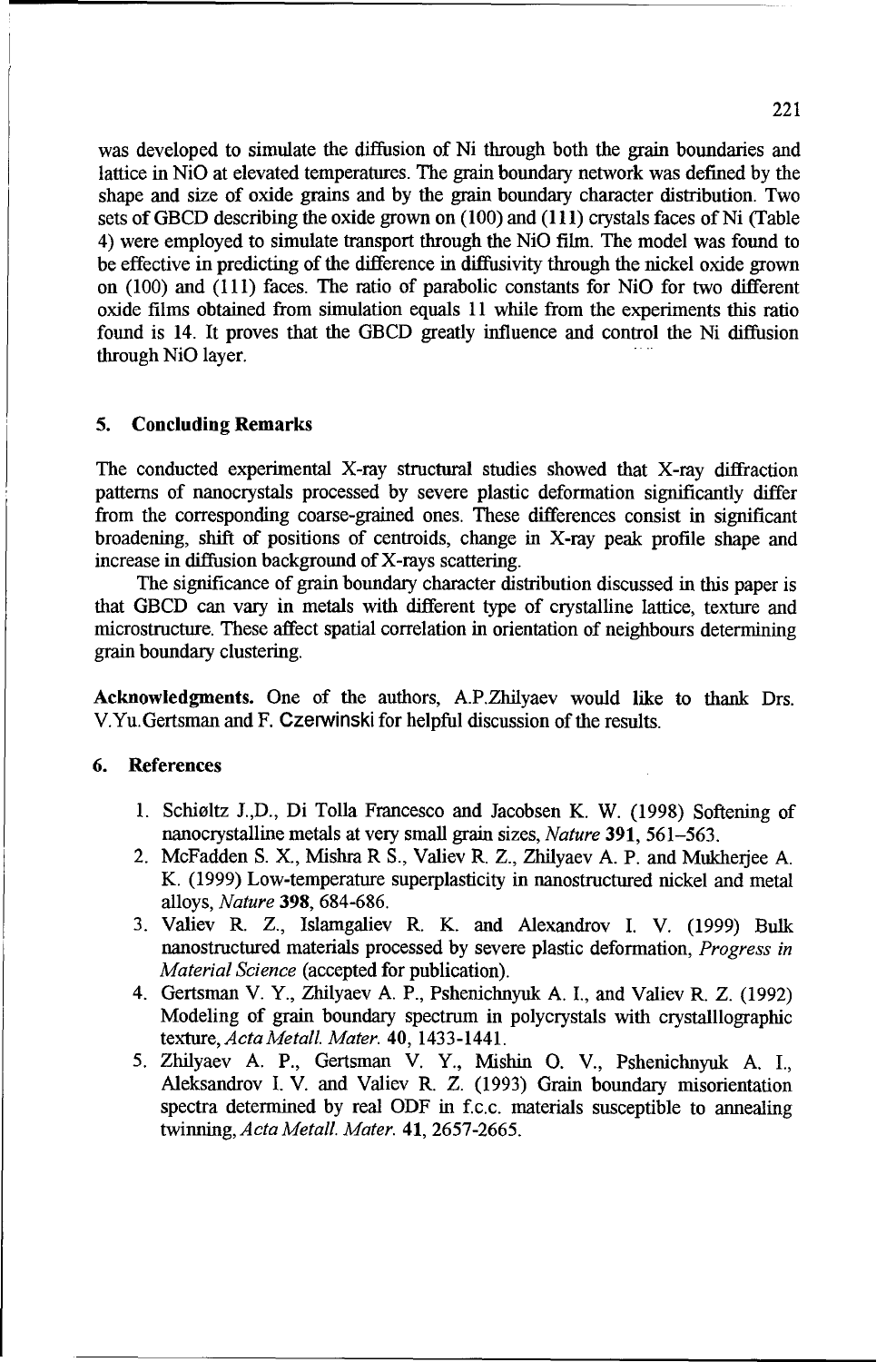was developed to simulate the diffusion of Ni through both the grain boundaries and lattice in NiO at elevated temperatures. The grain boundary network was defined by the shape and size of oxide grains and by the grain boundary character distribution. Two sets of GBCD describing the oxide grown on (100) and (111) crystals faces of Ni (Table 4) were employed to simulate transport through the NiO film. The model was found to be effective in predicting of the difference in diffusivity through the nickel oxide grown on (100) and (111) faces. The ratio of parabolic constants for NiO for two different oxide films obtained from simulation equals 11 while from the experiments this ratio found is 14. It proves that the GBCD greatly influence and control the Ni diffusion through NiO layer.

## 5. Concluding Remarks

The conducted experimental X-ray structural studies showed that X-ray diffraction patterns of nanocrystals processed by severe plastic deformation significantly differ from the corresponding coarse-grained ones. These differences consist in significant broadening, shift of positions of centroids, change in X-ray peak profile shape and increase in diffusion background of X-rays scattering.

The significance of grain boundary character distribution discussed in this paper is that GBCD can vary in metals with different type of crystalline lattice, texture and microstructure. These affect spatial correlation in orientation of neighbours determining grain boundary clustering.

**Acknowledgments.** One of the authors, A.P.Zhilyaev would like to thank Drs. V.Yu.Gertsman and F. Czerwinski for helpful discussion of the results.

## 6. References

1. Schiøltz J.,D., Di Tolla Francesco and Jacobsen K. W. (1998) Softening of nanocrystalline metals at very small grain sizes, *Nature* **391**, 561–563.
2. McFadden S. X., Mishra R S., Valiev R. Z., Zhilyaev A. P. and Mukherjee A. K. (1999) Low-temperature superplasticity in nanostructured nickel and metal alloys, *Nature* **398**, 684-686.
3. Valiev R. Z., Islamgaliev R. K. and Alexandrov I. V. (1999) Bulk nanostructured materials processed by severe plastic deformation, *Progress in Material Science* (accepted for publication).
4. Gertsman V. Y., Zhilyaev A. P., Pshenichnyuk A. I., and Valiev R. Z. (1992) Modeling of grain boundary spectrum in polycrystals with crystalllographic texture, *Acta Metall. Mater.* **40**, 1433-1441.
5. Zhilyaev A. P., Gertsman V. Y., Mishin O. V., Pshenichnyuk A. I., Aleksandrov I. V. and Valiev R. Z. (1993) Grain boundary misorientation spectra determined by real ODF in f.c.c. materials susceptible to annealing twinning, *Acta Metall. Mater.* **41**, 2657-2665.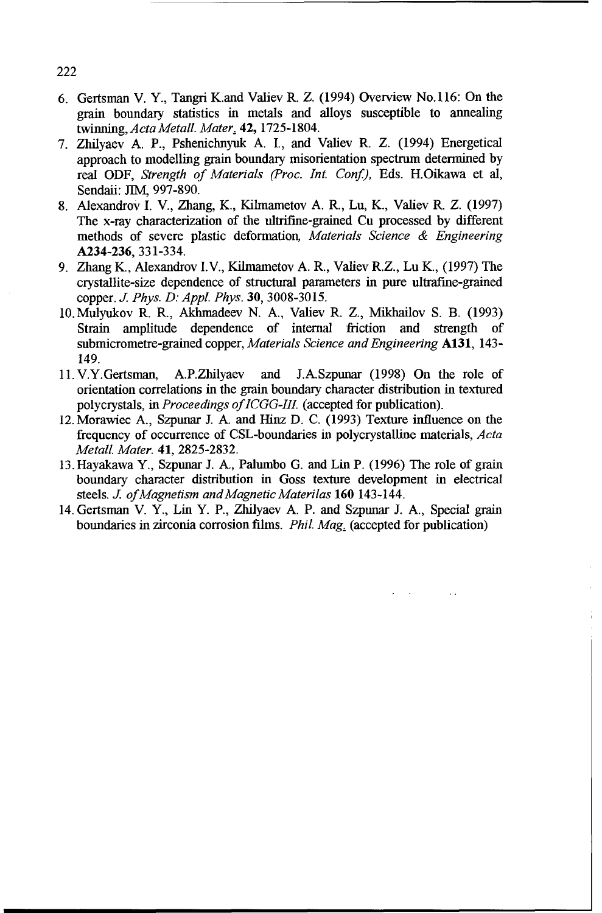6. Gertsman V. Y., Tangri K.and Valiev R. Z. (1994) Overview No.116: On the grain boundary statistics in metals and alloys susceptible to annealing twinning, *Acta Metall. Mater*. **42,** 1725-1804.
7. Zhilyaev A. P., Pshenichnyuk A. I., and Valiev R. Z. (1994) Energetical approach to modelling grain boundary misorientation spectrum determined by real ODF, *Strength of Materials (Proc. Int. Conf.)*, Eds. H.Oikawa et al, Sendaii: JIM, 997-890.
8. Alexandrov I. V., Zhang, K., Kilmametov A. R., Lu, K., Valiev R. Z. (1997) The x-ray characterization of the ultrifine-grained Cu processed by different methods of severe plastic deformation, *Materials Science & Engineering* **A234-236**, 331-334.
9. Zhang K., Alexandrov I.V., Kilmametov A. R., Valiev R.Z., Lu K., (1997) The crystallite-size dependence of structural parameters in pure ultrafine-grained copper. *J. Phys. D: Appl. Phys.* **30**, 3008-3015.
10. Mulyukov R. R., Akhmadeev N. A., Valiev R. Z., Mikhailov S. B. (1993) Strain amplitude dependence of internal friction and strength of submicrometre-grained copper, *Materials Science and Engineering* **A131**, 143-149.
11. V.Y.Gertsman, A.P.Zhilyaev and J.A.Szpunar (1998) On the role of orientation correlations in the grain boundary character distribution in textured polycrystals, in *Proceedings of ICGG-III.* (accepted for publication).
12. Morawiec A., Szpunar J. A. and Hinz D. C. (1993) Texture influence on the frequency of occurrence of CSL-boundaries in polycrystalline materials, *Acta Metall. Mater.* **41**, 2825-2832.
13. Hayakawa Y., Szpunar J. A., Palumbo G. and Lin P. (1996) The role of grain boundary character distribution in Goss texture development in electrical steels. *J. of Magnetism and Magnetic Materilas* **160** 143-144.
14. Gertsman V. Y., Lin Y. P., Zhilyaev A. P. and Szpunar J. A., Special grain boundaries in zirconia corrosion films. *Phil. Mag.* (accepted for publication)